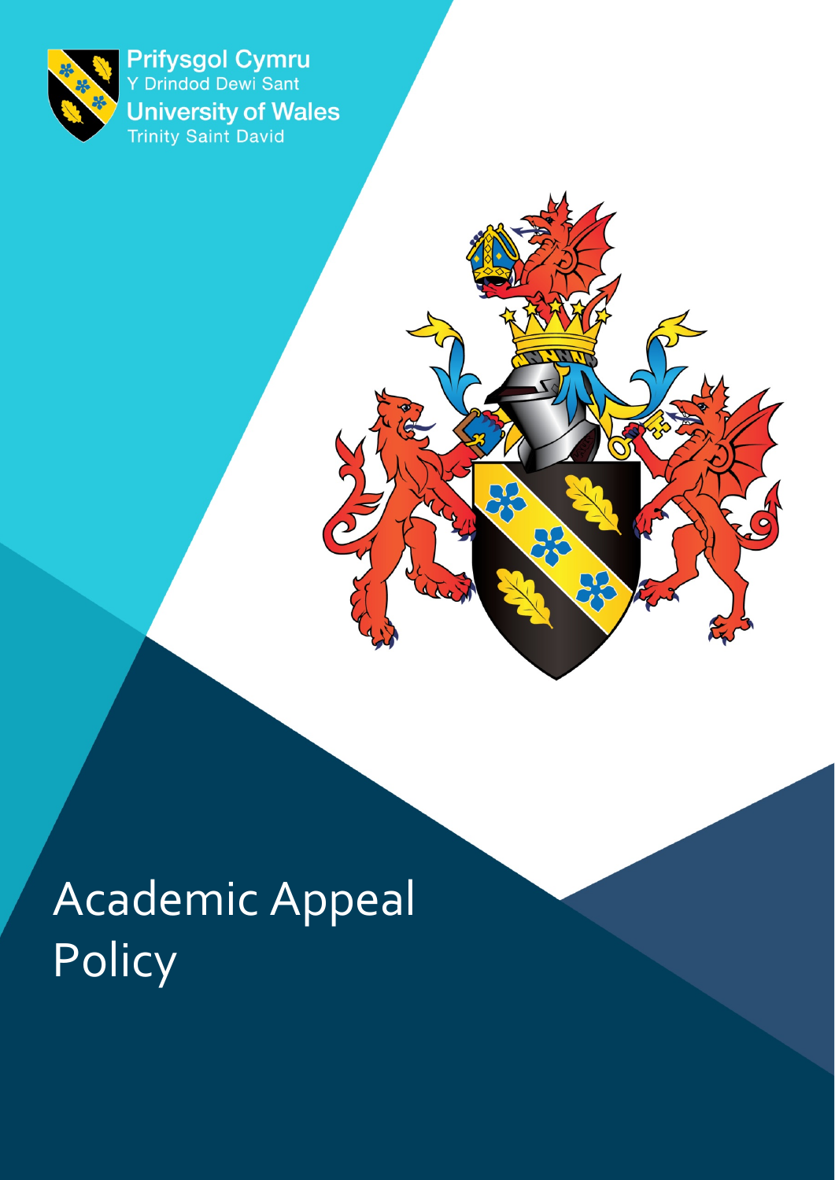Prifysgol Cymru
Y Drindod Dewi Sant
University of Wales
Trinity Saint David

# Academic Appeal Policy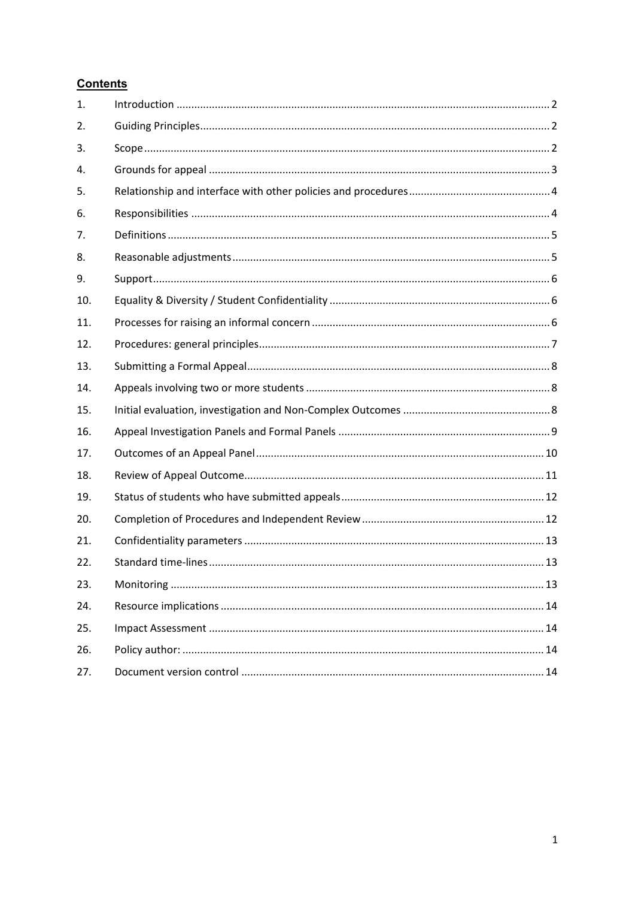## Contents

| | | |
|---|---|---|
| 1. | Introduction | 2 |
| 2. | Guiding Principles | 2 |
| 3. | Scope | 2 |
| 4. | Grounds for appeal | 3 |
| 5. | Relationship and interface with other policies and procedures | 4 |
| 6. | Responsibilities | 4 |
| 7. | Definitions | 5 |
| 8. | Reasonable adjustments | 5 |
| 9. | Support | 6 |
| 10. | Equality & Diversity / Student Confidentiality | 6 |
| 11. | Processes for raising an informal concern | 6 |
| 12. | Procedures: general principles | 7 |
| 13. | Submitting a Formal Appeal | 8 |
| 14. | Appeals involving two or more students | 8 |
| 15. | Initial evaluation, investigation and Non-Complex Outcomes | 8 |
| 16. | Appeal Investigation Panels and Formal Panels | 9 |
| 17. | Outcomes of an Appeal Panel | 10 |
| 18. | Review of Appeal Outcome | 11 |
| 19. | Status of students who have submitted appeals | 12 |
| 20. | Completion of Procedures and Independent Review | 12 |
| 21. | Confidentiality parameters | 13 |
| 22. | Standard time-lines | 13 |
| 23. | Monitoring | 13 |
| 24. | Resource implications | 14 |
| 25. | Impact Assessment | 14 |
| 26. | Policy author: | 14 |
| 27. | Document version control | 14 |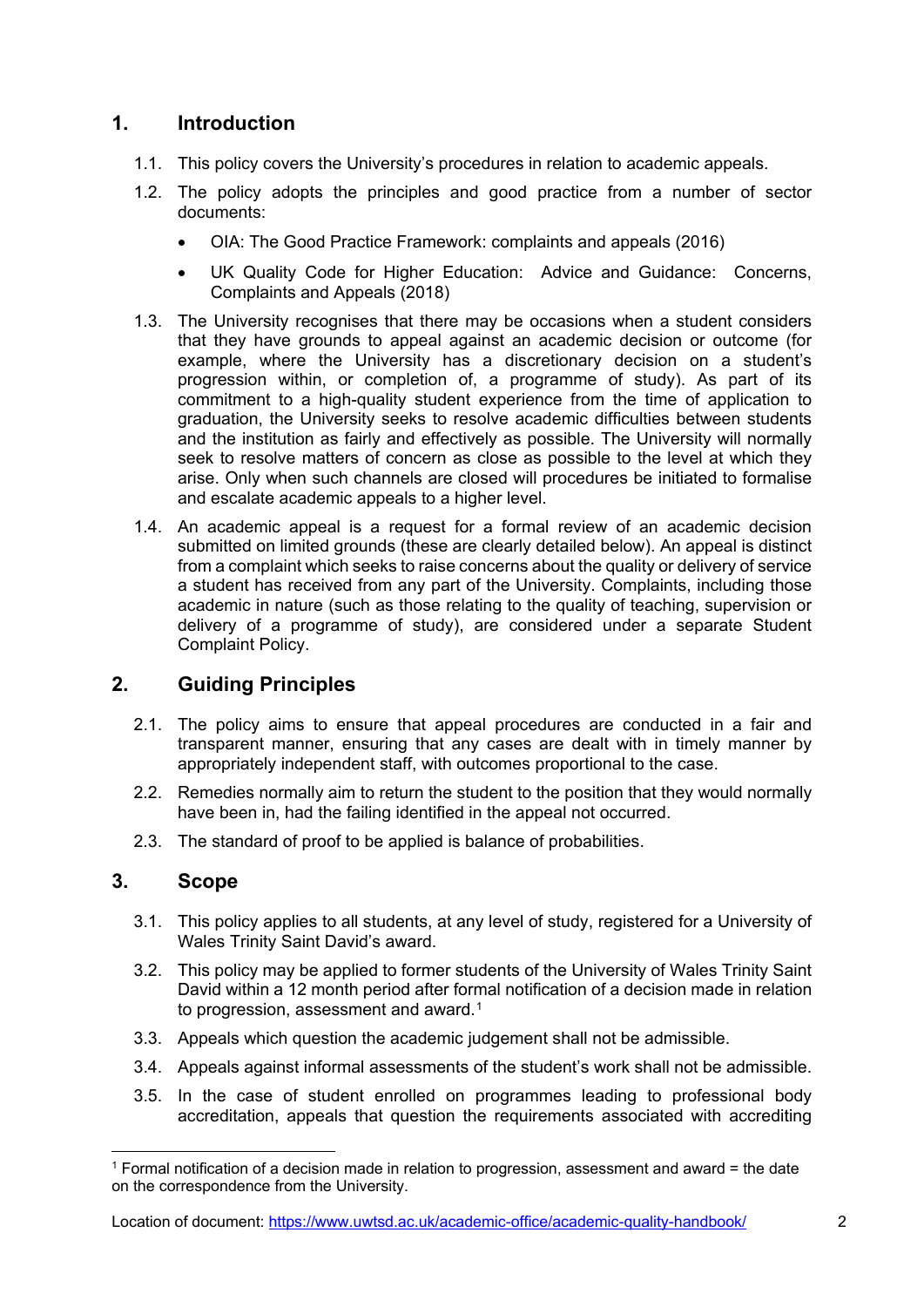## 1. Introduction

1.1. This policy covers the University's procedures in relation to academic appeals.

1.2. The policy adopts the principles and good practice from a number of sector documents:

- OIA: The Good Practice Framework: complaints and appeals (2016)
- UK Quality Code for Higher Education: Advice and Guidance: Concerns, Complaints and Appeals (2018)

1.3. The University recognises that there may be occasions when a student considers that they have grounds to appeal against an academic decision or outcome (for example, where the University has a discretionary decision on a student's progression within, or completion of, a programme of study). As part of its commitment to a high-quality student experience from the time of application to graduation, the University seeks to resolve academic difficulties between students and the institution as fairly and effectively as possible. The University will normally seek to resolve matters of concern as close as possible to the level at which they arise. Only when such channels are closed will procedures be initiated to formalise and escalate academic appeals to a higher level.

1.4. An academic appeal is a request for a formal review of an academic decision submitted on limited grounds (these are clearly detailed below). An appeal is distinct from a complaint which seeks to raise concerns about the quality or delivery of service a student has received from any part of the University. Complaints, including those academic in nature (such as those relating to the quality of teaching, supervision or delivery of a programme of study), are considered under a separate Student Complaint Policy.

## 2. Guiding Principles

2.1. The policy aims to ensure that appeal procedures are conducted in a fair and transparent manner, ensuring that any cases are dealt with in timely manner by appropriately independent staff, with outcomes proportional to the case.

2.2. Remedies normally aim to return the student to the position that they would normally have been in, had the failing identified in the appeal not occurred.

2.3. The standard of proof to be applied is balance of probabilities.

## 3. Scope

3.1. This policy applies to all students, at any level of study, registered for a University of Wales Trinity Saint David's award.

3.2. This policy may be applied to former students of the University of Wales Trinity Saint David within a 12 month period after formal notification of a decision made in relation to progression, assessment and award.[1]

3.3. Appeals which question the academic judgement shall not be admissible.

3.4. Appeals against informal assessments of the student's work shall not be admissible.

3.5. In the case of student enrolled on programmes leading to professional body accreditation, appeals that question the requirements associated with accrediting

[1] Formal notification of a decision made in relation to progression, assessment and award = the date on the correspondence from the University.

Location of document: https://www.uwtsd.ac.uk/academic-office/academic-quality-handbook/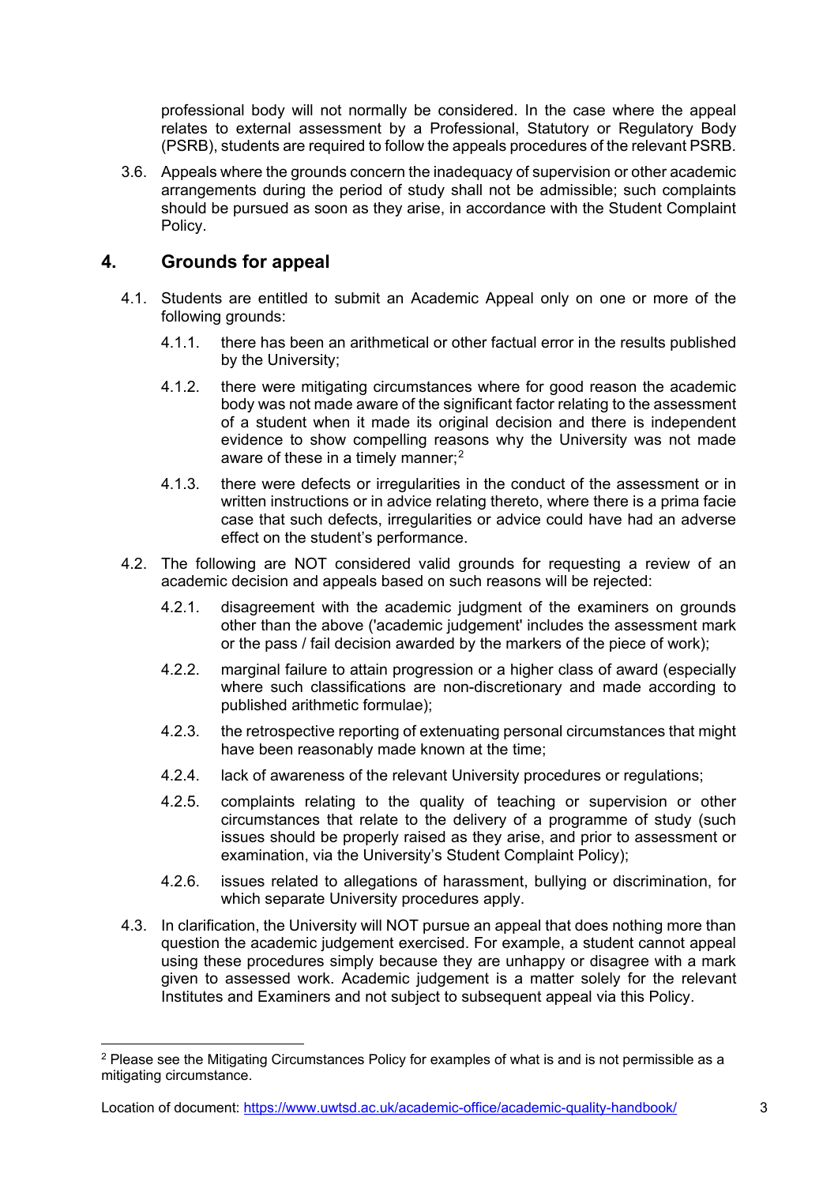professional body will not normally be considered. In the case where the appeal relates to external assessment by a Professional, Statutory or Regulatory Body (PSRB), students are required to follow the appeals procedures of the relevant PSRB.

3.6. Appeals where the grounds concern the inadequacy of supervision or other academic arrangements during the period of study shall not be admissible; such complaints should be pursued as soon as they arise, in accordance with the Student Complaint Policy.

## 4. Grounds for appeal

4.1. Students are entitled to submit an Academic Appeal only on one or more of the following grounds:

4.1.1. there has been an arithmetical or other factual error in the results published by the University;

4.1.2. there were mitigating circumstances where for good reason the academic body was not made aware of the significant factor relating to the assessment of a student when it made its original decision and there is independent evidence to show compelling reasons why the University was not made aware of these in a timely manner;[2]

4.1.3. there were defects or irregularities in the conduct of the assessment or in written instructions or in advice relating thereto, where there is a prima facie case that such defects, irregularities or advice could have had an adverse effect on the student's performance.

4.2. The following are NOT considered valid grounds for requesting a review of an academic decision and appeals based on such reasons will be rejected:

4.2.1. disagreement with the academic judgment of the examiners on grounds other than the above ('academic judgement' includes the assessment mark or the pass / fail decision awarded by the markers of the piece of work);

4.2.2. marginal failure to attain progression or a higher class of award (especially where such classifications are non-discretionary and made according to published arithmetic formulae);

4.2.3. the retrospective reporting of extenuating personal circumstances that might have been reasonably made known at the time;

4.2.4. lack of awareness of the relevant University procedures or regulations;

4.2.5. complaints relating to the quality of teaching or supervision or other circumstances that relate to the delivery of a programme of study (such issues should be properly raised as they arise, and prior to assessment or examination, via the University's Student Complaint Policy);

4.2.6. issues related to allegations of harassment, bullying or discrimination, for which separate University procedures apply.

4.3. In clarification, the University will NOT pursue an appeal that does nothing more than question the academic judgement exercised. For example, a student cannot appeal using these procedures simply because they are unhappy or disagree with a mark given to assessed work. Academic judgement is a matter solely for the relevant Institutes and Examiners and not subject to subsequent appeal via this Policy.

---

[2] Please see the Mitigating Circumstances Policy for examples of what is and is not permissible as a mitigating circumstance.

Location of document: https://www.uwtsd.ac.uk/academic-office/academic-quality-handbook/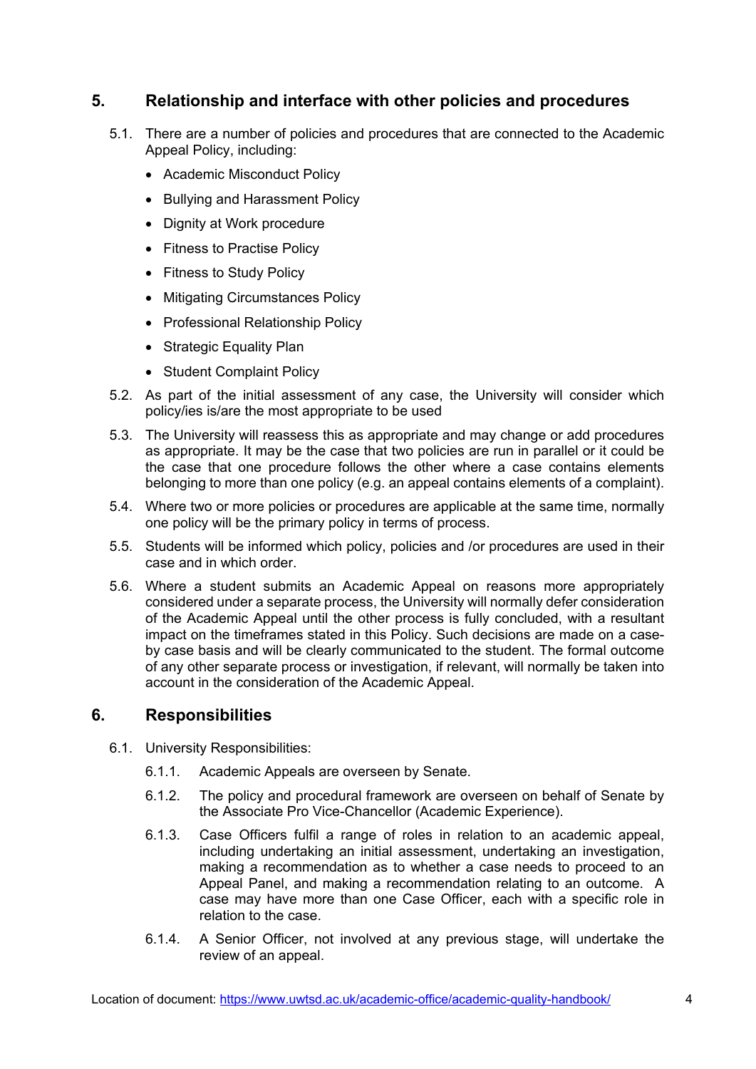## 5. Relationship and interface with other policies and procedures

5.1. There are a number of policies and procedures that are connected to the Academic Appeal Policy, including:

- Academic Misconduct Policy
- Bullying and Harassment Policy
- Dignity at Work procedure
- Fitness to Practise Policy
- Fitness to Study Policy
- Mitigating Circumstances Policy
- Professional Relationship Policy
- Strategic Equality Plan
- Student Complaint Policy

5.2. As part of the initial assessment of any case, the University will consider which policy/ies is/are the most appropriate to be used

5.3. The University will reassess this as appropriate and may change or add procedures as appropriate. It may be the case that two policies are run in parallel or it could be the case that one procedure follows the other where a case contains elements belonging to more than one policy (e.g. an appeal contains elements of a complaint).

5.4. Where two or more policies or procedures are applicable at the same time, normally one policy will be the primary policy in terms of process.

5.5. Students will be informed which policy, policies and /or procedures are used in their case and in which order.

5.6. Where a student submits an Academic Appeal on reasons more appropriately considered under a separate process, the University will normally defer consideration of the Academic Appeal until the other process is fully concluded, with a resultant impact on the timeframes stated in this Policy. Such decisions are made on a case-by case basis and will be clearly communicated to the student. The formal outcome of any other separate process or investigation, if relevant, will normally be taken into account in the consideration of the Academic Appeal.

## 6. Responsibilities

6.1. University Responsibilities:

6.1.1. Academic Appeals are overseen by Senate.

6.1.2. The policy and procedural framework are overseen on behalf of Senate by the Associate Pro Vice-Chancellor (Academic Experience).

6.1.3. Case Officers fulfil a range of roles in relation to an academic appeal, including undertaking an initial assessment, undertaking an investigation, making a recommendation as to whether a case needs to proceed to an Appeal Panel, and making a recommendation relating to an outcome. A case may have more than one Case Officer, each with a specific role in relation to the case.

6.1.4. A Senior Officer, not involved at any previous stage, will undertake the review of an appeal.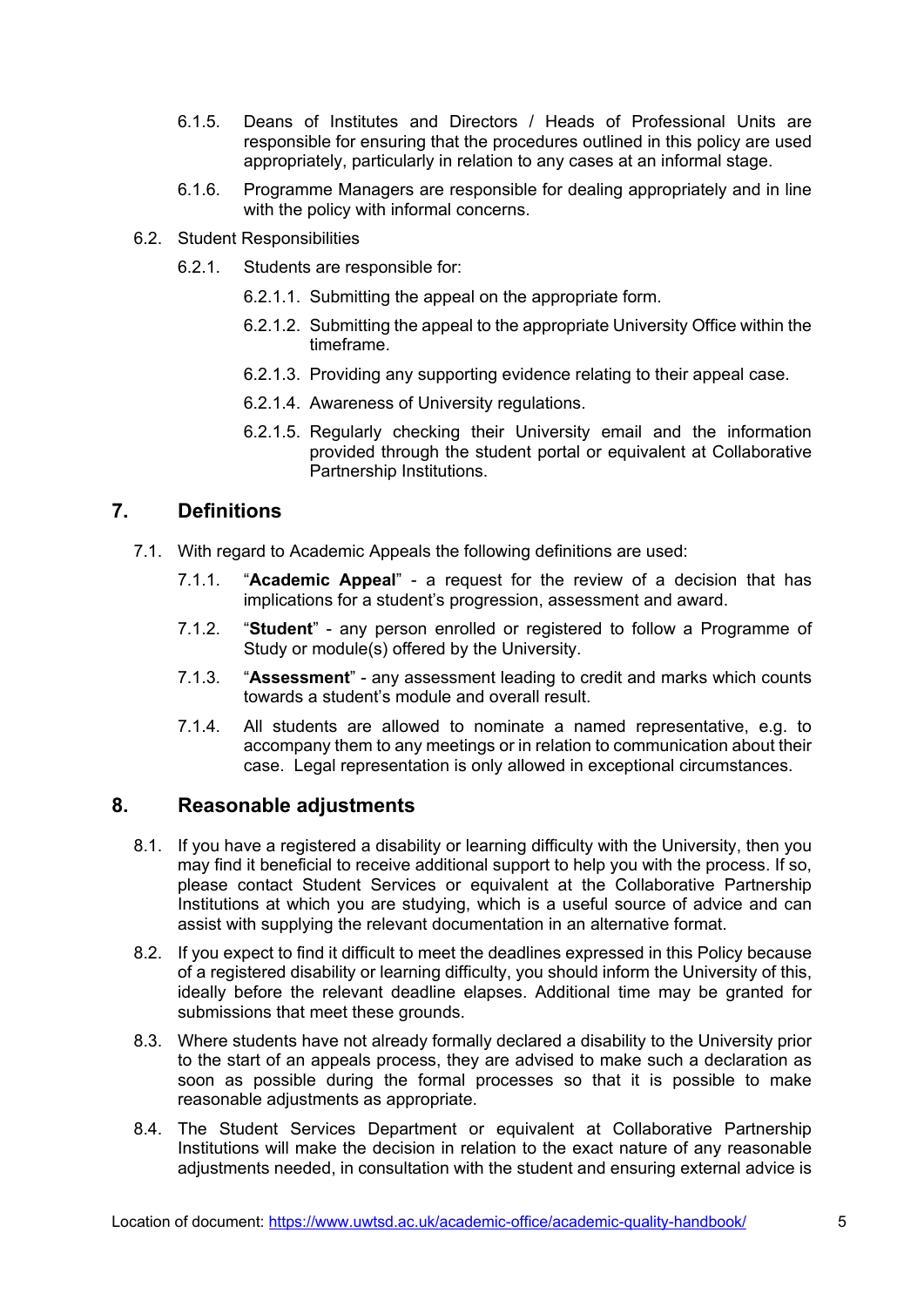6.1.5. Deans of Institutes and Directors / Heads of Professional Units are responsible for ensuring that the procedures outlined in this policy are used appropriately, particularly in relation to any cases at an informal stage.

6.1.6. Programme Managers are responsible for dealing appropriately and in line with the policy with informal concerns.

6.2. Student Responsibilities

6.2.1. Students are responsible for:

6.2.1.1. Submitting the appeal on the appropriate form.

6.2.1.2. Submitting the appeal to the appropriate University Office within the timeframe.

6.2.1.3. Providing any supporting evidence relating to their appeal case.

6.2.1.4. Awareness of University regulations.

6.2.1.5. Regularly checking their University email and the information provided through the student portal or equivalent at Collaborative Partnership Institutions.

## 7. Definitions

7.1. With regard to Academic Appeals the following definitions are used:

7.1.1. "**Academic Appeal**" - a request for the review of a decision that has implications for a student's progression, assessment and award.

7.1.2. "**Student**" - any person enrolled or registered to follow a Programme of Study or module(s) offered by the University.

7.1.3. "**Assessment**" - any assessment leading to credit and marks which counts towards a student's module and overall result.

7.1.4. All students are allowed to nominate a named representative, e.g. to accompany them to any meetings or in relation to communication about their case. Legal representation is only allowed in exceptional circumstances.

## 8. Reasonable adjustments

8.1. If you have a registered a disability or learning difficulty with the University, then you may find it beneficial to receive additional support to help you with the process. If so, please contact Student Services or equivalent at the Collaborative Partnership Institutions at which you are studying, which is a useful source of advice and can assist with supplying the relevant documentation in an alternative format.

8.2. If you expect to find it difficult to meet the deadlines expressed in this Policy because of a registered disability or learning difficulty, you should inform the University of this, ideally before the relevant deadline elapses. Additional time may be granted for submissions that meet these grounds.

8.3. Where students have not already formally declared a disability to the University prior to the start of an appeals process, they are advised to make such a declaration as soon as possible during the formal processes so that it is possible to make reasonable adjustments as appropriate.

8.4. The Student Services Department or equivalent at Collaborative Partnership Institutions will make the decision in relation to the exact nature of any reasonable adjustments needed, in consultation with the student and ensuring external advice is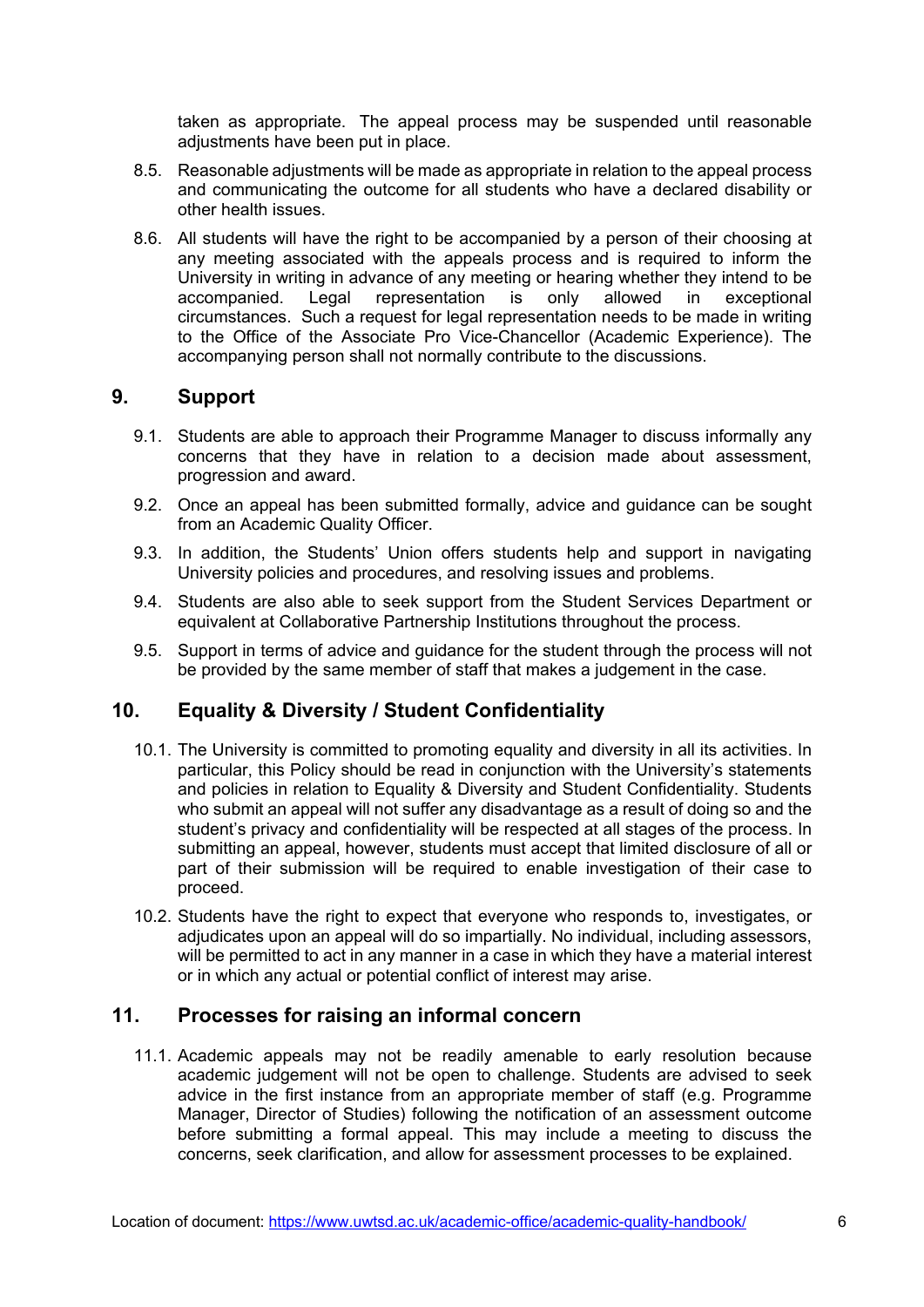taken as appropriate. The appeal process may be suspended until reasonable adjustments have been put in place.

8.5. Reasonable adjustments will be made as appropriate in relation to the appeal process and communicating the outcome for all students who have a declared disability or other health issues.

8.6. All students will have the right to be accompanied by a person of their choosing at any meeting associated with the appeals process and is required to inform the University in writing in advance of any meeting or hearing whether they intend to be accompanied. Legal representation is only allowed in exceptional circumstances. Such a request for legal representation needs to be made in writing to the Office of the Associate Pro Vice-Chancellor (Academic Experience). The accompanying person shall not normally contribute to the discussions.

## 9. Support

9.1. Students are able to approach their Programme Manager to discuss informally any concerns that they have in relation to a decision made about assessment, progression and award.

9.2. Once an appeal has been submitted formally, advice and guidance can be sought from an Academic Quality Officer.

9.3. In addition, the Students' Union offers students help and support in navigating University policies and procedures, and resolving issues and problems.

9.4. Students are also able to seek support from the Student Services Department or equivalent at Collaborative Partnership Institutions throughout the process.

9.5. Support in terms of advice and guidance for the student through the process will not be provided by the same member of staff that makes a judgement in the case.

## 10. Equality & Diversity / Student Confidentiality

10.1. The University is committed to promoting equality and diversity in all its activities. In particular, this Policy should be read in conjunction with the University's statements and policies in relation to Equality & Diversity and Student Confidentiality. Students who submit an appeal will not suffer any disadvantage as a result of doing so and the student's privacy and confidentiality will be respected at all stages of the process. In submitting an appeal, however, students must accept that limited disclosure of all or part of their submission will be required to enable investigation of their case to proceed.

10.2. Students have the right to expect that everyone who responds to, investigates, or adjudicates upon an appeal will do so impartially. No individual, including assessors, will be permitted to act in any manner in a case in which they have a material interest or in which any actual or potential conflict of interest may arise.

## 11. Processes for raising an informal concern

11.1. Academic appeals may not be readily amenable to early resolution because academic judgement will not be open to challenge. Students are advised to seek advice in the first instance from an appropriate member of staff (e.g. Programme Manager, Director of Studies) following the notification of an assessment outcome before submitting a formal appeal. This may include a meeting to discuss the concerns, seek clarification, and allow for assessment processes to be explained.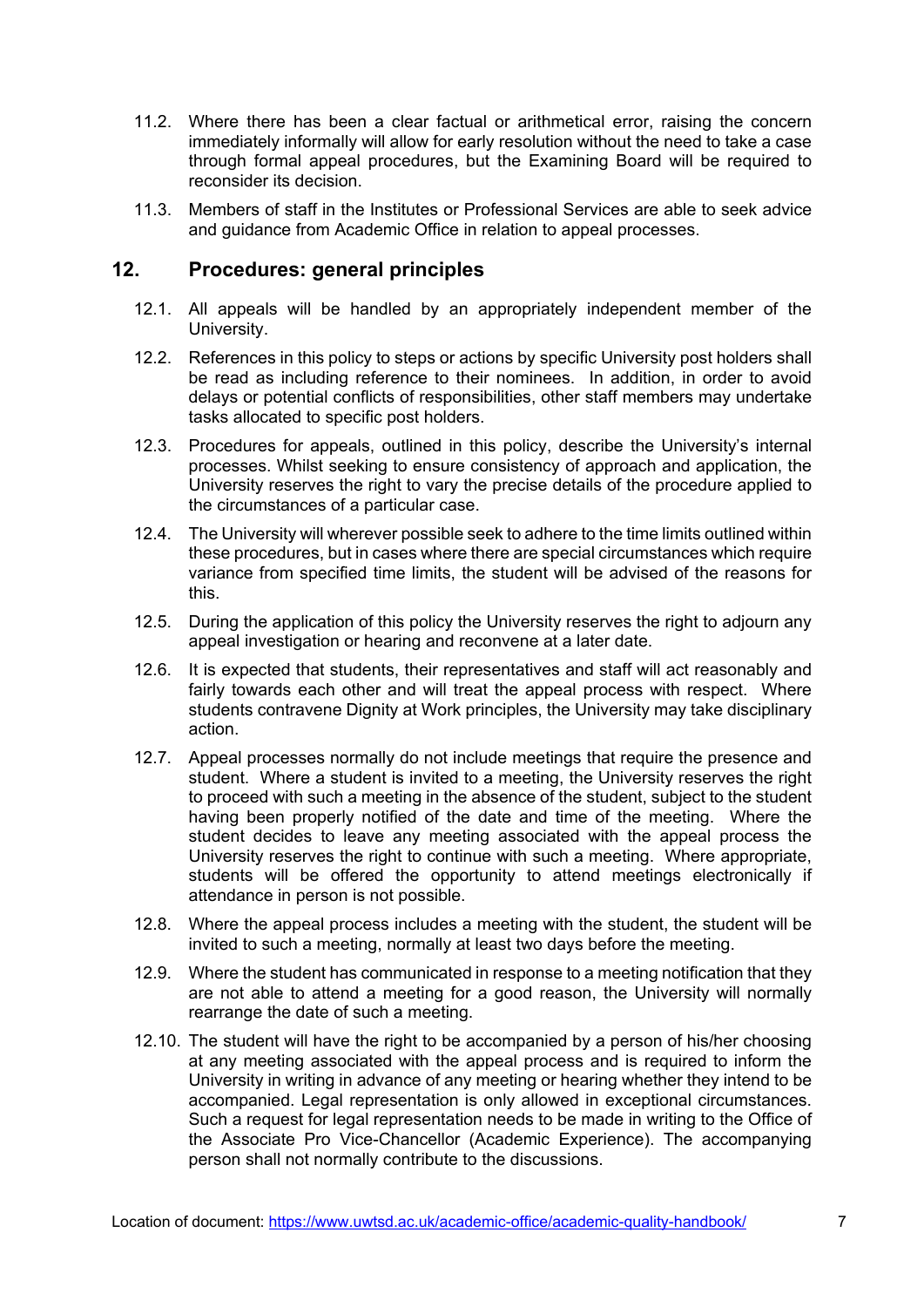11.2. Where there has been a clear factual or arithmetical error, raising the concern immediately informally will allow for early resolution without the need to take a case through formal appeal procedures, but the Examining Board will be required to reconsider its decision.

11.3. Members of staff in the Institutes or Professional Services are able to seek advice and guidance from Academic Office in relation to appeal processes.

## 12. Procedures: general principles

12.1. All appeals will be handled by an appropriately independent member of the University.

12.2. References in this policy to steps or actions by specific University post holders shall be read as including reference to their nominees. In addition, in order to avoid delays or potential conflicts of responsibilities, other staff members may undertake tasks allocated to specific post holders.

12.3. Procedures for appeals, outlined in this policy, describe the University's internal processes. Whilst seeking to ensure consistency of approach and application, the University reserves the right to vary the precise details of the procedure applied to the circumstances of a particular case.

12.4. The University will wherever possible seek to adhere to the time limits outlined within these procedures, but in cases where there are special circumstances which require variance from specified time limits, the student will be advised of the reasons for this.

12.5. During the application of this policy the University reserves the right to adjourn any appeal investigation or hearing and reconvene at a later date.

12.6. It is expected that students, their representatives and staff will act reasonably and fairly towards each other and will treat the appeal process with respect. Where students contravene Dignity at Work principles, the University may take disciplinary action.

12.7. Appeal processes normally do not include meetings that require the presence and student. Where a student is invited to a meeting, the University reserves the right to proceed with such a meeting in the absence of the student, subject to the student having been properly notified of the date and time of the meeting. Where the student decides to leave any meeting associated with the appeal process the University reserves the right to continue with such a meeting. Where appropriate, students will be offered the opportunity to attend meetings electronically if attendance in person is not possible.

12.8. Where the appeal process includes a meeting with the student, the student will be invited to such a meeting, normally at least two days before the meeting.

12.9. Where the student has communicated in response to a meeting notification that they are not able to attend a meeting for a good reason, the University will normally rearrange the date of such a meeting.

12.10. The student will have the right to be accompanied by a person of his/her choosing at any meeting associated with the appeal process and is required to inform the University in writing in advance of any meeting or hearing whether they intend to be accompanied. Legal representation is only allowed in exceptional circumstances. Such a request for legal representation needs to be made in writing to the Office of the Associate Pro Vice-Chancellor (Academic Experience). The accompanying person shall not normally contribute to the discussions.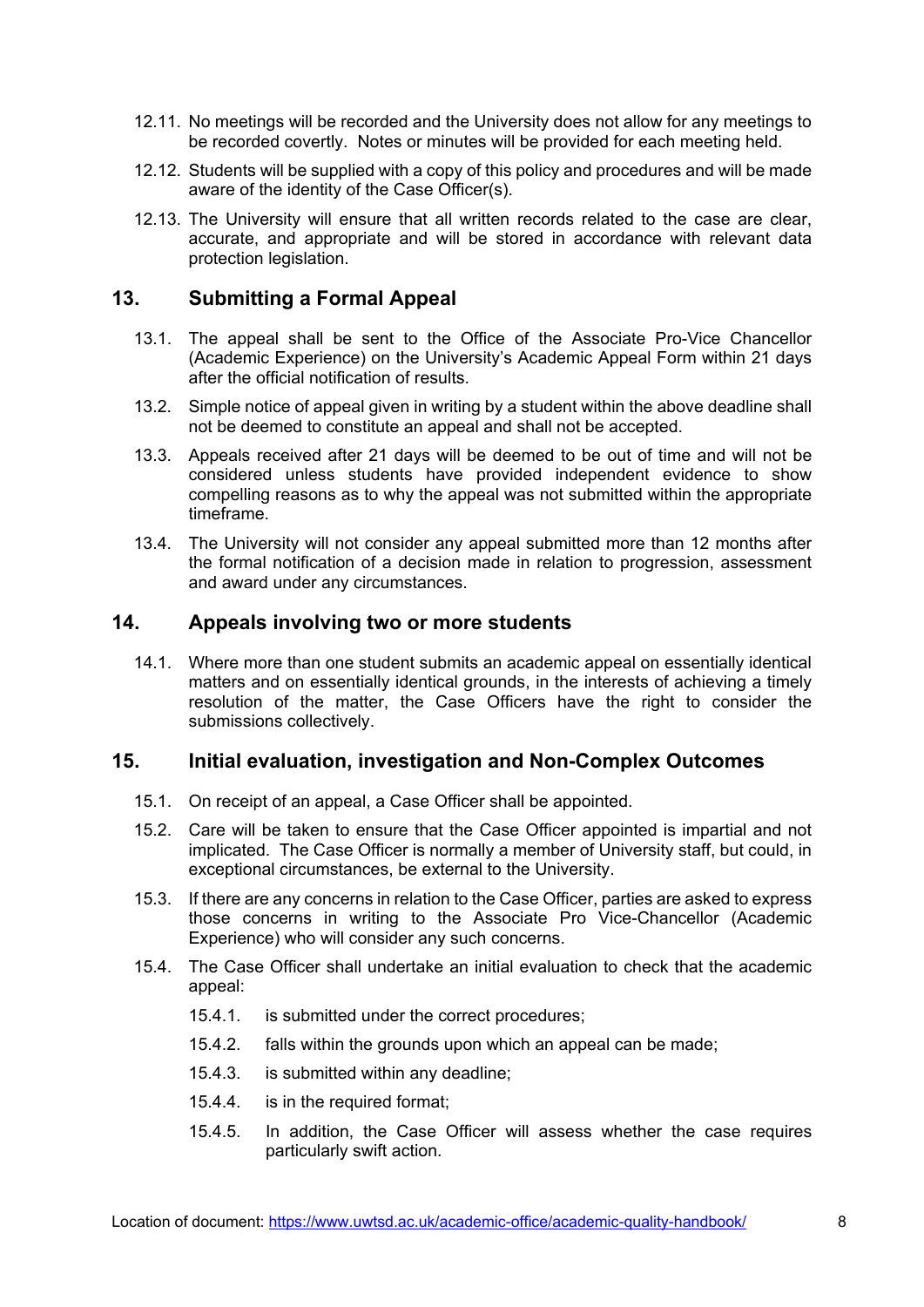12.11. No meetings will be recorded and the University does not allow for any meetings to be recorded covertly. Notes or minutes will be provided for each meeting held.

12.12. Students will be supplied with a copy of this policy and procedures and will be made aware of the identity of the Case Officer(s).

12.13. The University will ensure that all written records related to the case are clear, accurate, and appropriate and will be stored in accordance with relevant data protection legislation.

## 13. Submitting a Formal Appeal

13.1. The appeal shall be sent to the Office of the Associate Pro-Vice Chancellor (Academic Experience) on the University's Academic Appeal Form within 21 days after the official notification of results.

13.2. Simple notice of appeal given in writing by a student within the above deadline shall not be deemed to constitute an appeal and shall not be accepted.

13.3. Appeals received after 21 days will be deemed to be out of time and will not be considered unless students have provided independent evidence to show compelling reasons as to why the appeal was not submitted within the appropriate timeframe.

13.4. The University will not consider any appeal submitted more than 12 months after the formal notification of a decision made in relation to progression, assessment and award under any circumstances.

## 14. Appeals involving two or more students

14.1. Where more than one student submits an academic appeal on essentially identical matters and on essentially identical grounds, in the interests of achieving a timely resolution of the matter, the Case Officers have the right to consider the submissions collectively.

## 15. Initial evaluation, investigation and Non-Complex Outcomes

15.1. On receipt of an appeal, a Case Officer shall be appointed.

15.2. Care will be taken to ensure that the Case Officer appointed is impartial and not implicated. The Case Officer is normally a member of University staff, but could, in exceptional circumstances, be external to the University.

15.3. If there are any concerns in relation to the Case Officer, parties are asked to express those concerns in writing to the Associate Pro Vice-Chancellor (Academic Experience) who will consider any such concerns.

15.4. The Case Officer shall undertake an initial evaluation to check that the academic appeal:

- 15.4.1. is submitted under the correct procedures;
- 15.4.2. falls within the grounds upon which an appeal can be made;
- 15.4.3. is submitted within any deadline;
- 15.4.4. is in the required format;
- 15.4.5. In addition, the Case Officer will assess whether the case requires particularly swift action.

Location of document: https://www.uwtsd.ac.uk/academic-office/academic-quality-handbook/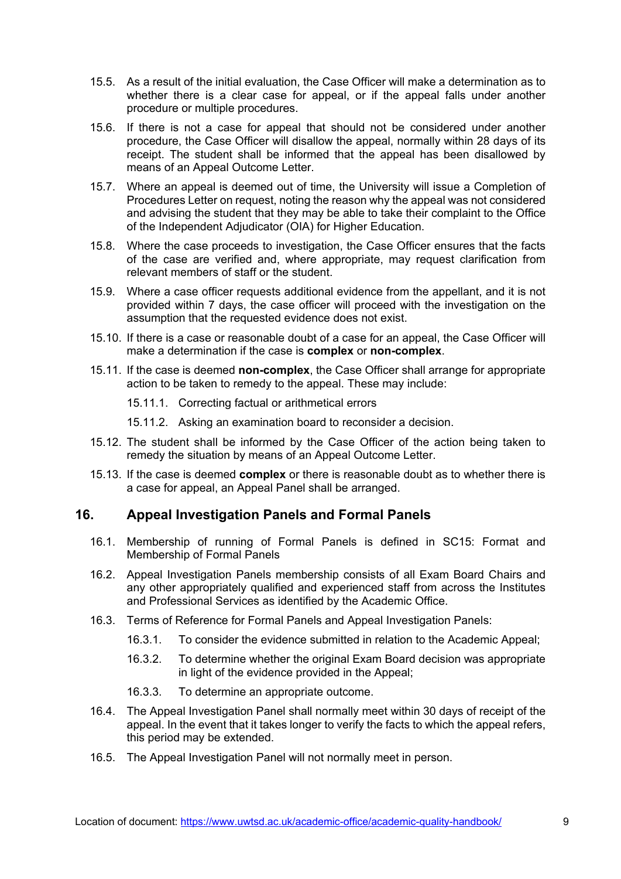15.5. As a result of the initial evaluation, the Case Officer will make a determination as to whether there is a clear case for appeal, or if the appeal falls under another procedure or multiple procedures.

15.6. If there is not a case for appeal that should not be considered under another procedure, the Case Officer will disallow the appeal, normally within 28 days of its receipt. The student shall be informed that the appeal has been disallowed by means of an Appeal Outcome Letter.

15.7. Where an appeal is deemed out of time, the University will issue a Completion of Procedures Letter on request, noting the reason why the appeal was not considered and advising the student that they may be able to take their complaint to the Office of the Independent Adjudicator (OIA) for Higher Education.

15.8. Where the case proceeds to investigation, the Case Officer ensures that the facts of the case are verified and, where appropriate, may request clarification from relevant members of staff or the student.

15.9. Where a case officer requests additional evidence from the appellant, and it is not provided within 7 days, the case officer will proceed with the investigation on the assumption that the requested evidence does not exist.

15.10. If there is a case or reasonable doubt of a case for an appeal, the Case Officer will make a determination if the case is **complex** or **non-complex**.

15.11. If the case is deemed **non-complex**, the Case Officer shall arrange for appropriate action to be taken to remedy to the appeal. These may include:

15.11.1. Correcting factual or arithmetical errors

15.11.2. Asking an examination board to reconsider a decision.

15.12. The student shall be informed by the Case Officer of the action being taken to remedy the situation by means of an Appeal Outcome Letter.

15.13. If the case is deemed **complex** or there is reasonable doubt as to whether there is a case for appeal, an Appeal Panel shall be arranged.

## 16. Appeal Investigation Panels and Formal Panels

16.1. Membership of running of Formal Panels is defined in SC15: Format and Membership of Formal Panels

16.2. Appeal Investigation Panels membership consists of all Exam Board Chairs and any other appropriately qualified and experienced staff from across the Institutes and Professional Services as identified by the Academic Office.

16.3. Terms of Reference for Formal Panels and Appeal Investigation Panels:

16.3.1. To consider the evidence submitted in relation to the Academic Appeal;

16.3.2. To determine whether the original Exam Board decision was appropriate in light of the evidence provided in the Appeal;

16.3.3. To determine an appropriate outcome.

16.4. The Appeal Investigation Panel shall normally meet within 30 days of receipt of the appeal. In the event that it takes longer to verify the facts to which the appeal refers, this period may be extended.

16.5. The Appeal Investigation Panel will not normally meet in person.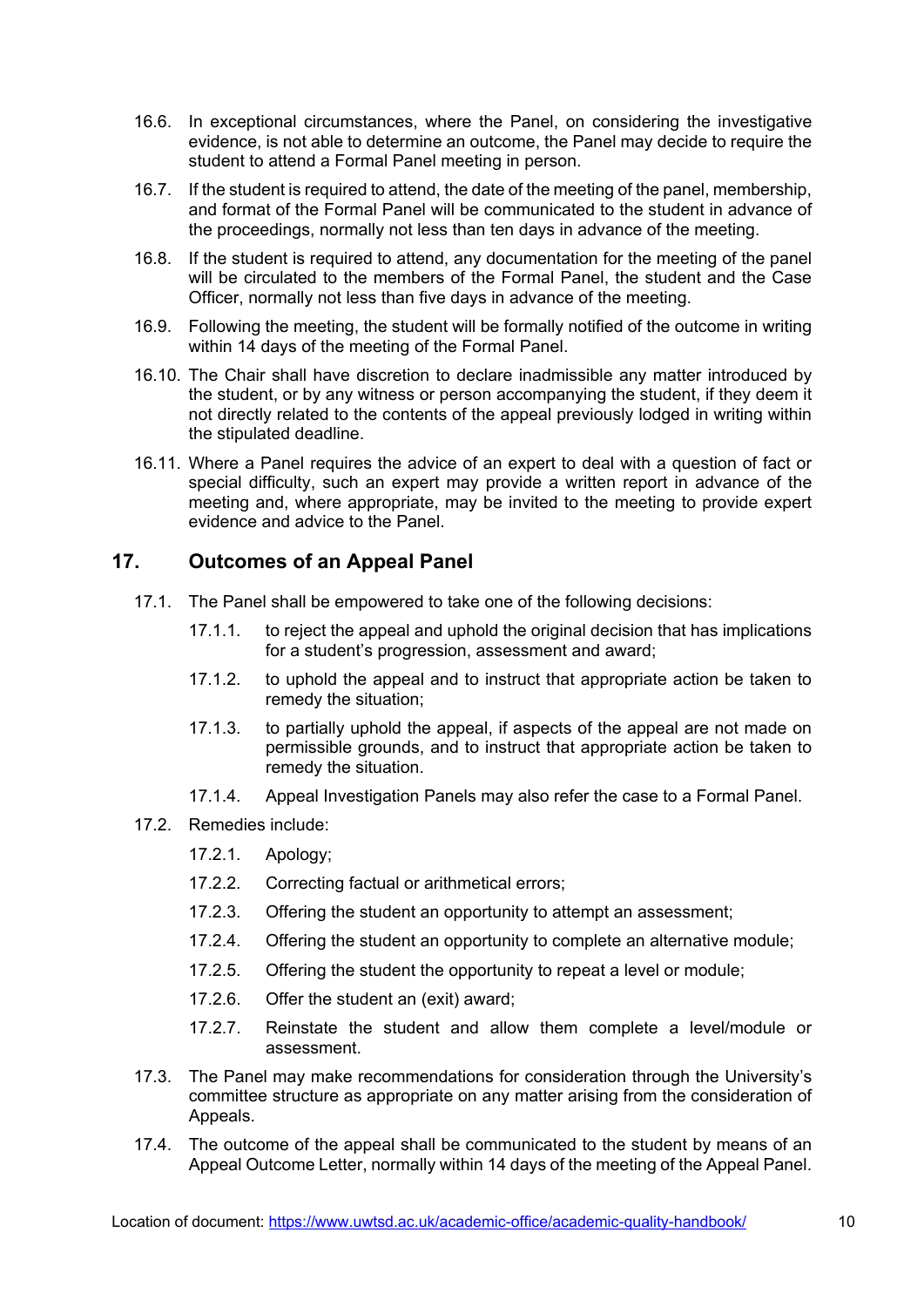16.6. In exceptional circumstances, where the Panel, on considering the investigative evidence, is not able to determine an outcome, the Panel may decide to require the student to attend a Formal Panel meeting in person.

16.7. If the student is required to attend, the date of the meeting of the panel, membership, and format of the Formal Panel will be communicated to the student in advance of the proceedings, normally not less than ten days in advance of the meeting.

16.8. If the student is required to attend, any documentation for the meeting of the panel will be circulated to the members of the Formal Panel, the student and the Case Officer, normally not less than five days in advance of the meeting.

16.9. Following the meeting, the student will be formally notified of the outcome in writing within 14 days of the meeting of the Formal Panel.

16.10. The Chair shall have discretion to declare inadmissible any matter introduced by the student, or by any witness or person accompanying the student, if they deem it not directly related to the contents of the appeal previously lodged in writing within the stipulated deadline.

16.11. Where a Panel requires the advice of an expert to deal with a question of fact or special difficulty, such an expert may provide a written report in advance of the meeting and, where appropriate, may be invited to the meeting to provide expert evidence and advice to the Panel.

## 17. Outcomes of an Appeal Panel

17.1. The Panel shall be empowered to take one of the following decisions:

17.1.1. to reject the appeal and uphold the original decision that has implications for a student's progression, assessment and award;

17.1.2. to uphold the appeal and to instruct that appropriate action be taken to remedy the situation;

17.1.3. to partially uphold the appeal, if aspects of the appeal are not made on permissible grounds, and to instruct that appropriate action be taken to remedy the situation.

17.1.4. Appeal Investigation Panels may also refer the case to a Formal Panel.

17.2. Remedies include:

17.2.1. Apology;

17.2.2. Correcting factual or arithmetical errors;

17.2.3. Offering the student an opportunity to attempt an assessment;

17.2.4. Offering the student an opportunity to complete an alternative module;

17.2.5. Offering the student the opportunity to repeat a level or module;

17.2.6. Offer the student an (exit) award;

17.2.7. Reinstate the student and allow them complete a level/module or assessment.

17.3. The Panel may make recommendations for consideration through the University's committee structure as appropriate on any matter arising from the consideration of Appeals.

17.4. The outcome of the appeal shall be communicated to the student by means of an Appeal Outcome Letter, normally within 14 days of the meeting of the Appeal Panel.

Location of document: https://www.uwtsd.ac.uk/academic-office/academic-quality-handbook/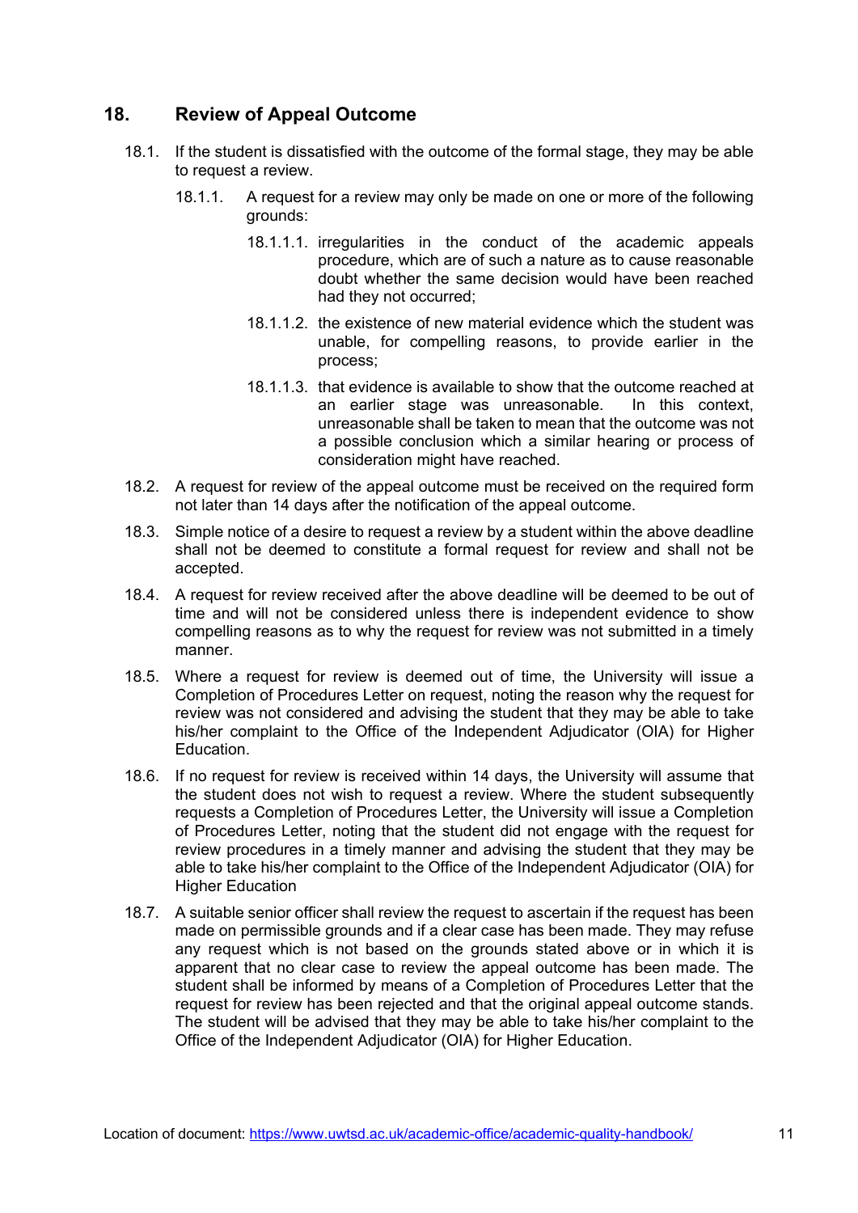## 18. Review of Appeal Outcome

18.1. If the student is dissatisfied with the outcome of the formal stage, they may be able to request a review.

18.1.1. A request for a review may only be made on one or more of the following grounds:

18.1.1.1. irregularities in the conduct of the academic appeals procedure, which are of such a nature as to cause reasonable doubt whether the same decision would have been reached had they not occurred;

18.1.1.2. the existence of new material evidence which the student was unable, for compelling reasons, to provide earlier in the process;

18.1.1.3. that evidence is available to show that the outcome reached at an earlier stage was unreasonable. In this context, unreasonable shall be taken to mean that the outcome was not a possible conclusion which a similar hearing or process of consideration might have reached.

18.2. A request for review of the appeal outcome must be received on the required form not later than 14 days after the notification of the appeal outcome.

18.3. Simple notice of a desire to request a review by a student within the above deadline shall not be deemed to constitute a formal request for review and shall not be accepted.

18.4. A request for review received after the above deadline will be deemed to be out of time and will not be considered unless there is independent evidence to show compelling reasons as to why the request for review was not submitted in a timely manner.

18.5. Where a request for review is deemed out of time, the University will issue a Completion of Procedures Letter on request, noting the reason why the request for review was not considered and advising the student that they may be able to take his/her complaint to the Office of the Independent Adjudicator (OIA) for Higher Education.

18.6. If no request for review is received within 14 days, the University will assume that the student does not wish to request a review. Where the student subsequently requests a Completion of Procedures Letter, the University will issue a Completion of Procedures Letter, noting that the student did not engage with the request for review procedures in a timely manner and advising the student that they may be able to take his/her complaint to the Office of the Independent Adjudicator (OIA) for Higher Education

18.7. A suitable senior officer shall review the request to ascertain if the request has been made on permissible grounds and if a clear case has been made. They may refuse any request which is not based on the grounds stated above or in which it is apparent that no clear case to review the appeal outcome has been made. The student shall be informed by means of a Completion of Procedures Letter that the request for review has been rejected and that the original appeal outcome stands. The student will be advised that they may be able to take his/her complaint to the Office of the Independent Adjudicator (OIA) for Higher Education.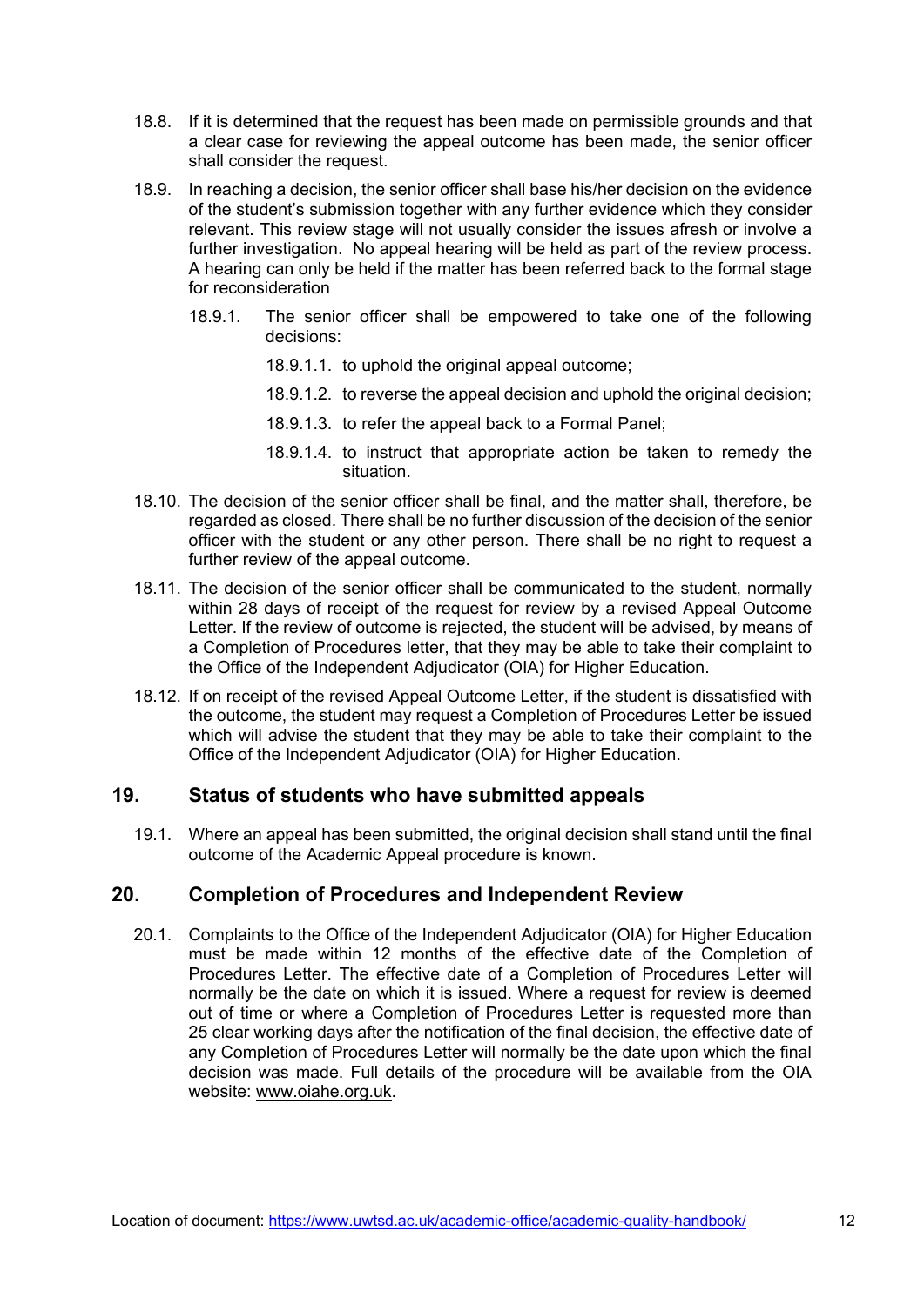18.8. If it is determined that the request has been made on permissible grounds and that a clear case for reviewing the appeal outcome has been made, the senior officer shall consider the request.

18.9. In reaching a decision, the senior officer shall base his/her decision on the evidence of the student's submission together with any further evidence which they consider relevant. This review stage will not usually consider the issues afresh or involve a further investigation. No appeal hearing will be held as part of the review process. A hearing can only be held if the matter has been referred back to the formal stage for reconsideration

- 18.9.1. The senior officer shall be empowered to take one of the following decisions:
  - 18.9.1.1. to uphold the original appeal outcome;
  - 18.9.1.2. to reverse the appeal decision and uphold the original decision;
  - 18.9.1.3. to refer the appeal back to a Formal Panel;
  - 18.9.1.4. to instruct that appropriate action be taken to remedy the situation.

18.10. The decision of the senior officer shall be final, and the matter shall, therefore, be regarded as closed. There shall be no further discussion of the decision of the senior officer with the student or any other person. There shall be no right to request a further review of the appeal outcome.

18.11. The decision of the senior officer shall be communicated to the student, normally within 28 days of receipt of the request for review by a revised Appeal Outcome Letter. If the review of outcome is rejected, the student will be advised, by means of a Completion of Procedures letter, that they may be able to take their complaint to the Office of the Independent Adjudicator (OIA) for Higher Education.

18.12. If on receipt of the revised Appeal Outcome Letter, if the student is dissatisfied with the outcome, the student may request a Completion of Procedures Letter be issued which will advise the student that they may be able to take their complaint to the Office of the Independent Adjudicator (OIA) for Higher Education.

## 19. Status of students who have submitted appeals

19.1. Where an appeal has been submitted, the original decision shall stand until the final outcome of the Academic Appeal procedure is known.

## 20. Completion of Procedures and Independent Review

20.1. Complaints to the Office of the Independent Adjudicator (OIA) for Higher Education must be made within 12 months of the effective date of the Completion of Procedures Letter. The effective date of a Completion of Procedures Letter will normally be the date on which it is issued. Where a request for review is deemed out of time or where a Completion of Procedures Letter is requested more than 25 clear working days after the notification of the final decision, the effective date of any Completion of Procedures Letter will normally be the date upon which the final decision was made. Full details of the procedure will be available from the OIA website: www.oiahe.org.uk.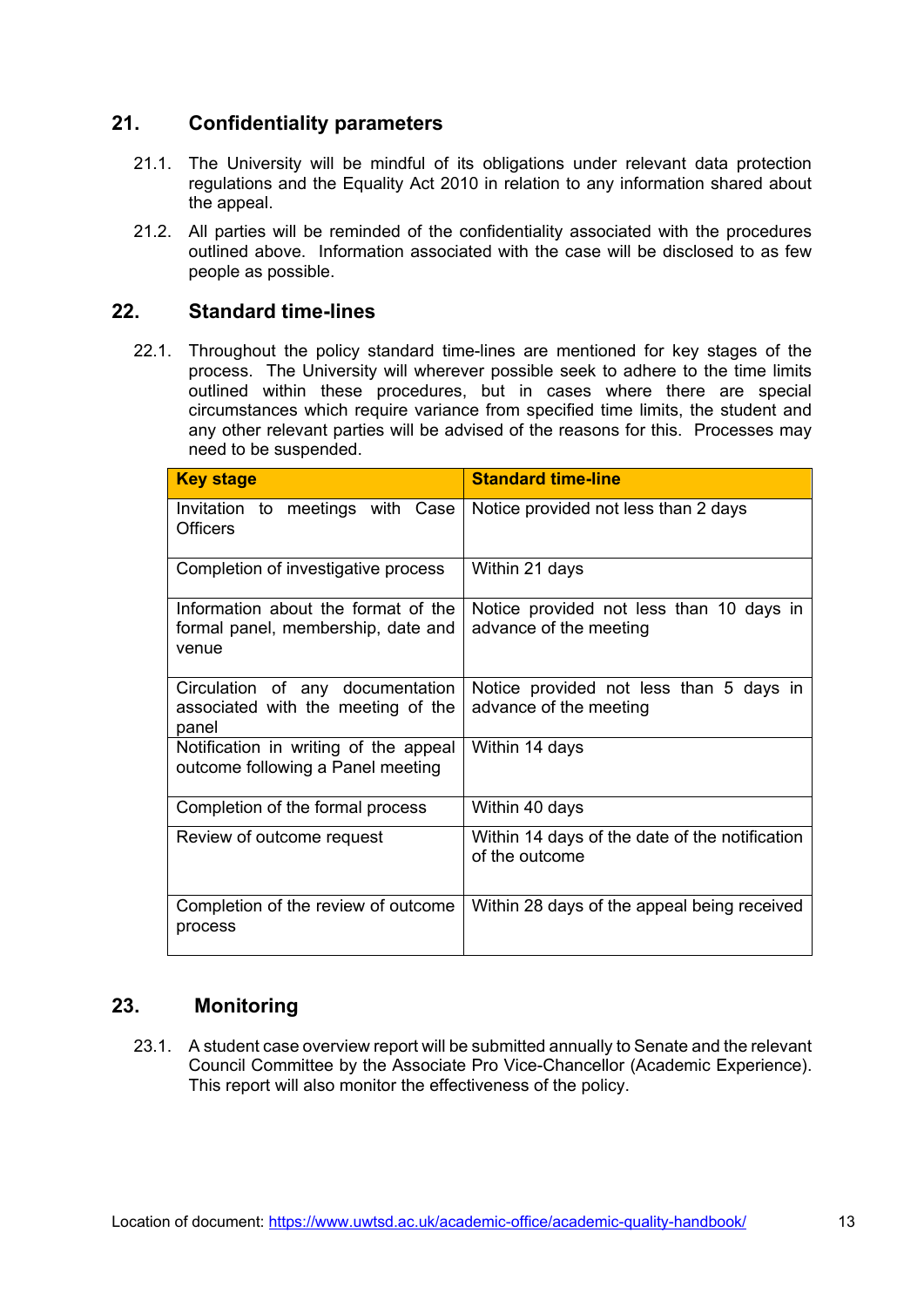## 21. Confidentiality parameters

21.1. The University will be mindful of its obligations under relevant data protection regulations and the Equality Act 2010 in relation to any information shared about the appeal.

21.2. All parties will be reminded of the confidentiality associated with the procedures outlined above. Information associated with the case will be disclosed to as few people as possible.

## 22. Standard time-lines

22.1. Throughout the policy standard time-lines are mentioned for key stages of the process. The University will wherever possible seek to adhere to the time limits outlined within these procedures, but in cases where there are special circumstances which require variance from specified time limits, the student and any other relevant parties will be advised of the reasons for this. Processes may need to be suspended.

| Key stage | Standard time-line |
|---|---|
| Invitation to meetings with Case Officers | Notice provided not less than 2 days |
| Completion of investigative process | Within 21 days |
| Information about the format of the formal panel, membership, date and venue | Notice provided not less than 10 days in advance of the meeting |
| Circulation of any documentation associated with the meeting of the panel | Notice provided not less than 5 days in advance of the meeting |
| Notification in writing of the appeal outcome following a Panel meeting | Within 14 days |
| Completion of the formal process | Within 40 days |
| Review of outcome request | Within 14 days of the date of the notification of the outcome |
| Completion of the review of outcome process | Within 28 days of the appeal being received |

## 23. Monitoring

23.1. A student case overview report will be submitted annually to Senate and the relevant Council Committee by the Associate Pro Vice-Chancellor (Academic Experience). This report will also monitor the effectiveness of the policy.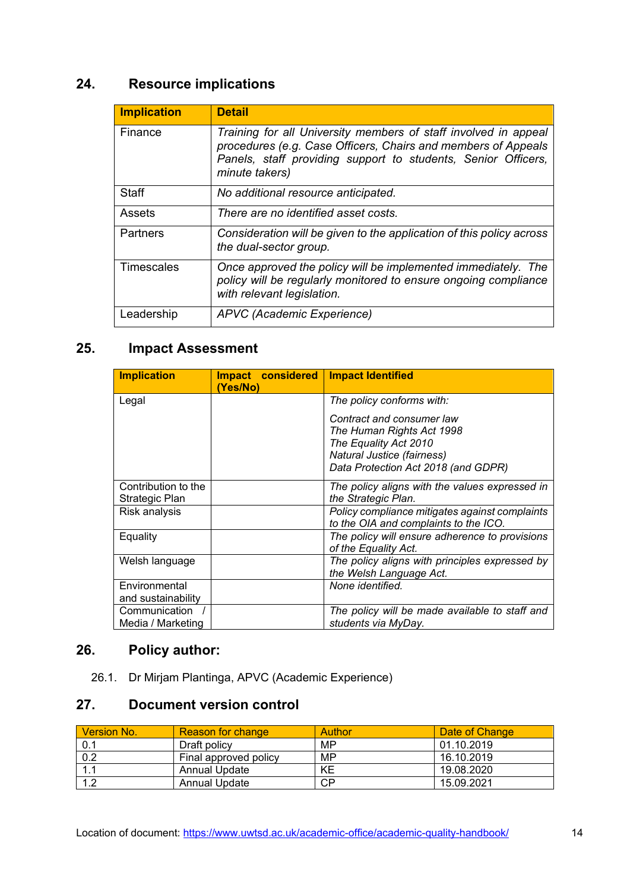## 24. Resource implications

| Implication | Detail |
| --- | --- |
| Finance | *Training for all University members of staff involved in appeal procedures (e.g. Case Officers, Chairs and members of Appeals Panels, staff providing support to students, Senior Officers, minute takers)* |
| Staff | *No additional resource anticipated.* |
| Assets | *There are no identified asset costs.* |
| Partners | *Consideration will be given to the application of this policy across the dual-sector group.* |
| Timescales | *Once approved the policy will be implemented immediately. The policy will be regularly monitored to ensure ongoing compliance with relevant legislation.* |
| Leadership | *APVC (Academic Experience)* |

## 25. Impact Assessment

| Implication | Impact considered (Yes/No) | Impact Identified |
| --- | --- | --- |
| Legal | | *The policy conforms with:*<br><br>*Contract and consumer law*<br>*The Human Rights Act 1998*<br>*The Equality Act 2010*<br>*Natural Justice (fairness)*<br>*Data Protection Act 2018 (and GDPR)* |
| Contribution to the Strategic Plan | | *The policy aligns with the values expressed in the Strategic Plan.* |
| Risk analysis | | *Policy compliance mitigates against complaints to the OIA and complaints to the ICO.* |
| Equality | | *The policy will ensure adherence to provisions of the Equality Act.* |
| Welsh language | | *The policy aligns with principles expressed by the Welsh Language Act.* |
| Environmental and sustainability | | *None identified.* |
| Communication / Media / Marketing | | *The policy will be made available to staff and students via MyDay.* |

## 26. Policy author:

26.1. Dr Mirjam Plantinga, APVC (Academic Experience)

## 27. Document version control

| Version No. | Reason for change | Author | Date of Change |
| --- | --- | --- | --- |
| 0.1 | Draft policy | MP | 01.10.2019 |
| 0.2 | Final approved policy | MP | 16.10.2019 |
| 1.1 | Annual Update | KE | 19.08.2020 |
| 1.2 | Annual Update | CP | 15.09.2021 |

Location of document: https://www.uwtsd.ac.uk/academic-office/academic-quality-handbook/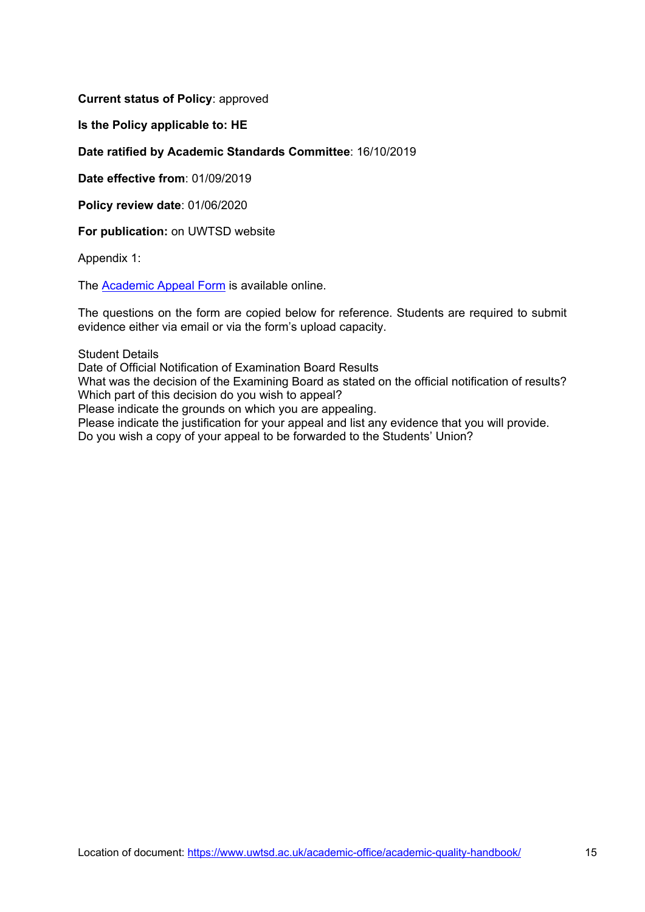**Current status of Policy**: approved

**Is the Policy applicable to: HE**

**Date ratified by Academic Standards Committee**: 16/10/2019

**Date effective from**: 01/09/2019

**Policy review date**: 01/06/2020

**For publication:** on UWTSD website

Appendix 1:

The [Academic Appeal Form]() is available online.

The questions on the form are copied below for reference. Students are required to submit evidence either via email or via the form's upload capacity.

Student Details
Date of Official Notification of Examination Board Results
What was the decision of the Examining Board as stated on the official notification of results?
Which part of this decision do you wish to appeal?
Please indicate the grounds on which you are appealing.
Please indicate the justification for your appeal and list any evidence that you will provide.
Do you wish a copy of your appeal to be forwarded to the Students' Union?

Location of document: https://www.uwtsd.ac.uk/academic-office/academic-quality-handbook/